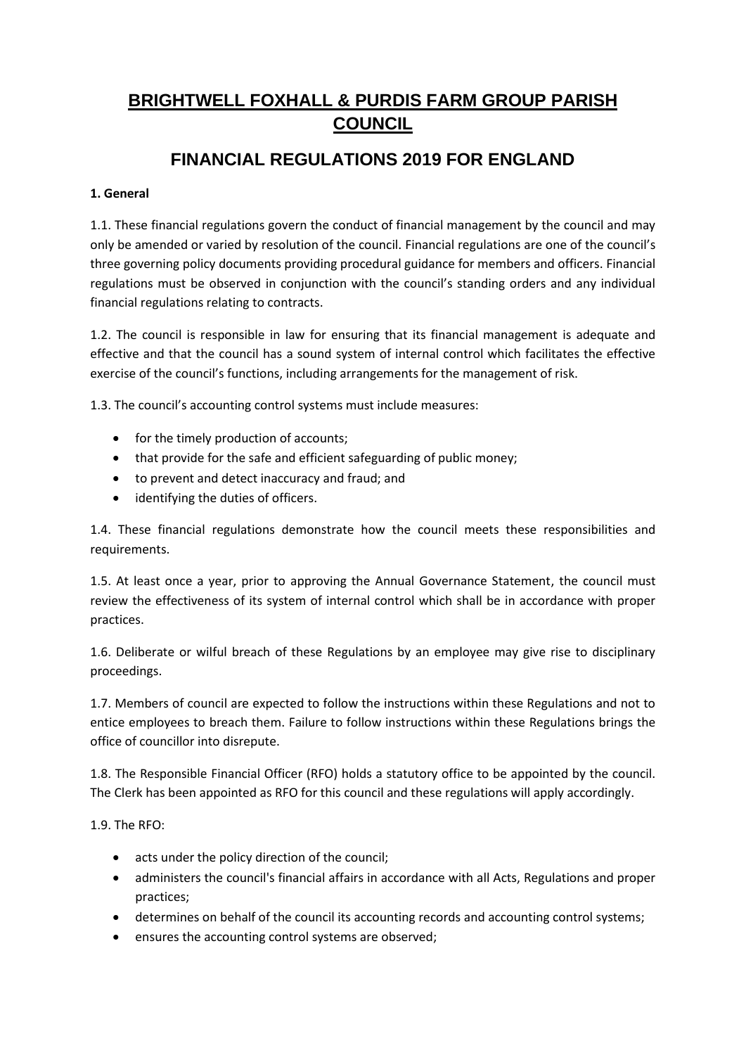# BRIGHTWELL FOXHALL & PURDIS FARM GROUP PARISH COUNCIL

## FINANCIAL REGULATIONS 2019 FOR ENGLAND

**1. General**

1.1. These financial regulations govern the conduct of financial management by the council and may only be amended or varied by resolution of the council. Financial regulations are one of the council's three governing policy documents providing procedural guidance for members and officers. Financial regulations must be observed in conjunction with the council's standing orders and any individual financial regulations relating to contracts.

1.2. The council is responsible in law for ensuring that its financial management is adequate and effective and that the council has a sound system of internal control which facilitates the effective exercise of the council's functions, including arrangements for the management of risk.

1.3. The council's accounting control systems must include measures:

- for the timely production of accounts;
- that provide for the safe and efficient safeguarding of public money;
- to prevent and detect inaccuracy and fraud; and
- identifying the duties of officers.

1.4. These financial regulations demonstrate how the council meets these responsibilities and requirements.

1.5. At least once a year, prior to approving the Annual Governance Statement, the council must review the effectiveness of its system of internal control which shall be in accordance with proper practices.

1.6. Deliberate or wilful breach of these Regulations by an employee may give rise to disciplinary proceedings.

1.7. Members of council are expected to follow the instructions within these Regulations and not to entice employees to breach them. Failure to follow instructions within these Regulations brings the office of councillor into disrepute.

1.8. The Responsible Financial Officer (RFO) holds a statutory office to be appointed by the council. The Clerk has been appointed as RFO for this council and these regulations will apply accordingly.

1.9. The RFO:

- acts under the policy direction of the council;
- administers the council's financial affairs in accordance with all Acts, Regulations and proper practices;
- determines on behalf of the council its accounting records and accounting control systems;
- ensures the accounting control systems are observed;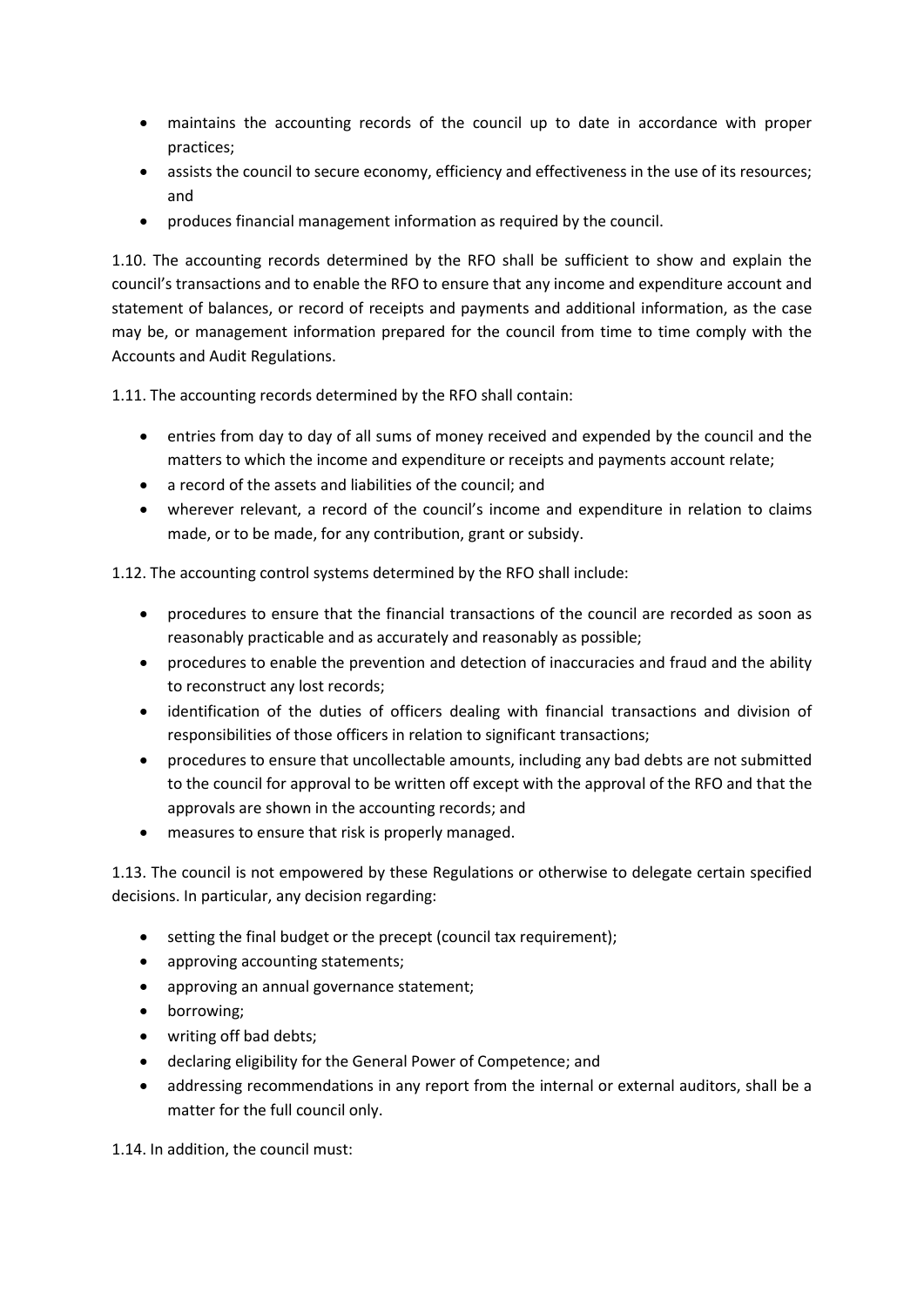- maintains the accounting records of the council up to date in accordance with proper practices;
- assists the council to secure economy, efficiency and effectiveness in the use of its resources; and
- produces financial management information as required by the council.

1.10. The accounting records determined by the RFO shall be sufficient to show and explain the council's transactions and to enable the RFO to ensure that any income and expenditure account and statement of balances, or record of receipts and payments and additional information, as the case may be, or management information prepared for the council from time to time comply with the Accounts and Audit Regulations.

1.11. The accounting records determined by the RFO shall contain:

- entries from day to day of all sums of money received and expended by the council and the matters to which the income and expenditure or receipts and payments account relate;
- a record of the assets and liabilities of the council; and
- wherever relevant, a record of the council's income and expenditure in relation to claims made, or to be made, for any contribution, grant or subsidy.

1.12. The accounting control systems determined by the RFO shall include:

- procedures to ensure that the financial transactions of the council are recorded as soon as reasonably practicable and as accurately and reasonably as possible;
- procedures to enable the prevention and detection of inaccuracies and fraud and the ability to reconstruct any lost records;
- identification of the duties of officers dealing with financial transactions and division of responsibilities of those officers in relation to significant transactions;
- procedures to ensure that uncollectable amounts, including any bad debts are not submitted to the council for approval to be written off except with the approval of the RFO and that the approvals are shown in the accounting records; and
- measures to ensure that risk is properly managed.

1.13. The council is not empowered by these Regulations or otherwise to delegate certain specified decisions. In particular, any decision regarding:

- setting the final budget or the precept (council tax requirement);
- approving accounting statements;
- approving an annual governance statement;
- borrowing;
- writing off bad debts;
- declaring eligibility for the General Power of Competence; and
- addressing recommendations in any report from the internal or external auditors, shall be a matter for the full council only.

1.14. In addition, the council must: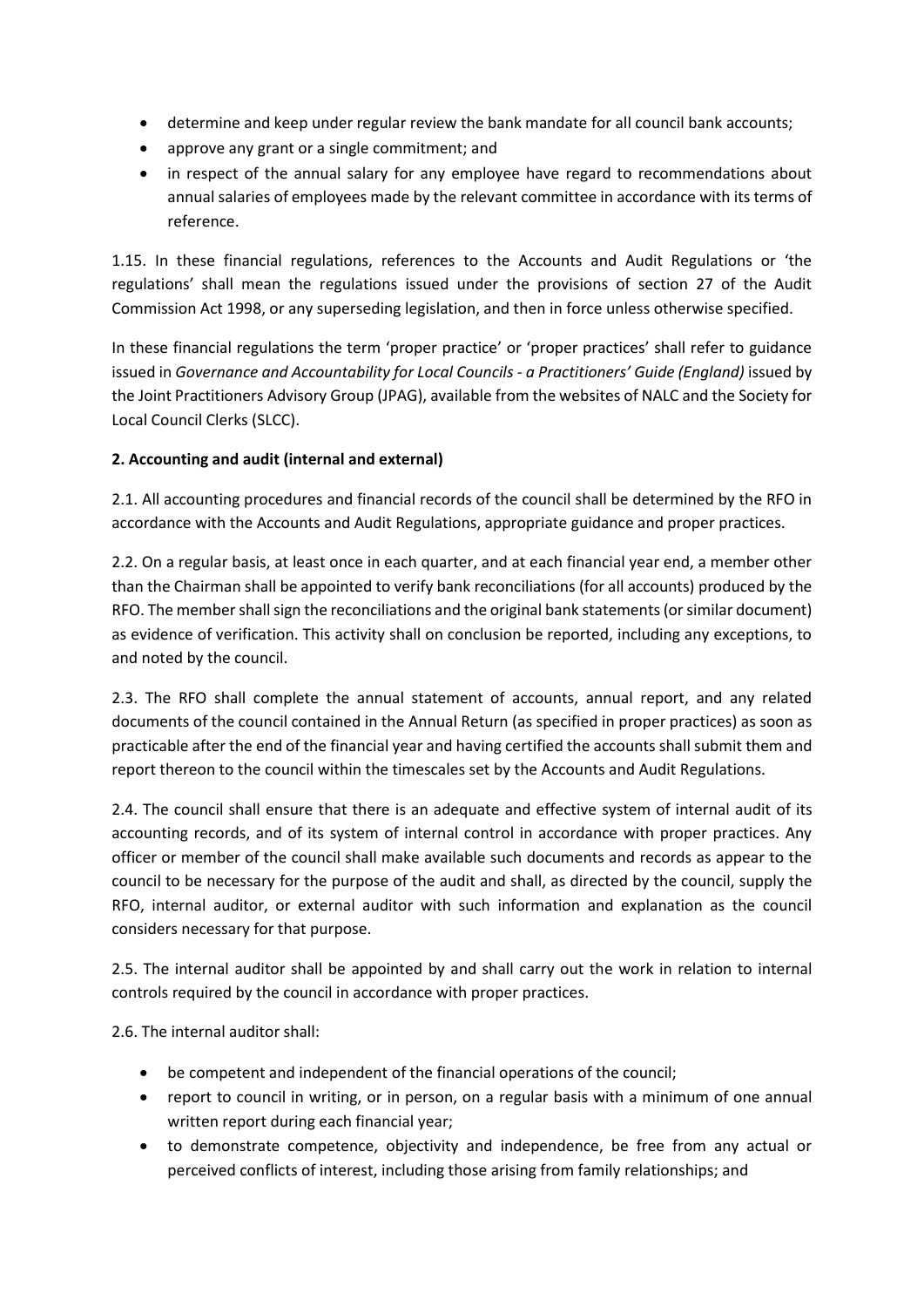- determine and keep under regular review the bank mandate for all council bank accounts;
- approve any grant or a single commitment; and
- in respect of the annual salary for any employee have regard to recommendations about annual salaries of employees made by the relevant committee in accordance with its terms of reference.

1.15. In these financial regulations, references to the Accounts and Audit Regulations or 'the regulations' shall mean the regulations issued under the provisions of section 27 of the Audit Commission Act 1998, or any superseding legislation, and then in force unless otherwise specified.

In these financial regulations the term 'proper practice' or 'proper practices' shall refer to guidance issued in *Governance and Accountability for Local Councils - a Practitioners' Guide (England)* issued by the Joint Practitioners Advisory Group (JPAG), available from the websites of NALC and the Society for Local Council Clerks (SLCC).

**2. Accounting and audit (internal and external)**

2.1. All accounting procedures and financial records of the council shall be determined by the RFO in accordance with the Accounts and Audit Regulations, appropriate guidance and proper practices.

2.2. On a regular basis, at least once in each quarter, and at each financial year end, a member other than the Chairman shall be appointed to verify bank reconciliations (for all accounts) produced by the RFO. The member shall sign the reconciliations and the original bank statements (or similar document) as evidence of verification. This activity shall on conclusion be reported, including any exceptions, to and noted by the council.

2.3. The RFO shall complete the annual statement of accounts, annual report, and any related documents of the council contained in the Annual Return (as specified in proper practices) as soon as practicable after the end of the financial year and having certified the accounts shall submit them and report thereon to the council within the timescales set by the Accounts and Audit Regulations.

2.4. The council shall ensure that there is an adequate and effective system of internal audit of its accounting records, and of its system of internal control in accordance with proper practices. Any officer or member of the council shall make available such documents and records as appear to the council to be necessary for the purpose of the audit and shall, as directed by the council, supply the RFO, internal auditor, or external auditor with such information and explanation as the council considers necessary for that purpose.

2.5. The internal auditor shall be appointed by and shall carry out the work in relation to internal controls required by the council in accordance with proper practices.

2.6. The internal auditor shall:

- be competent and independent of the financial operations of the council;
- report to council in writing, or in person, on a regular basis with a minimum of one annual written report during each financial year;
- to demonstrate competence, objectivity and independence, be free from any actual or perceived conflicts of interest, including those arising from family relationships; and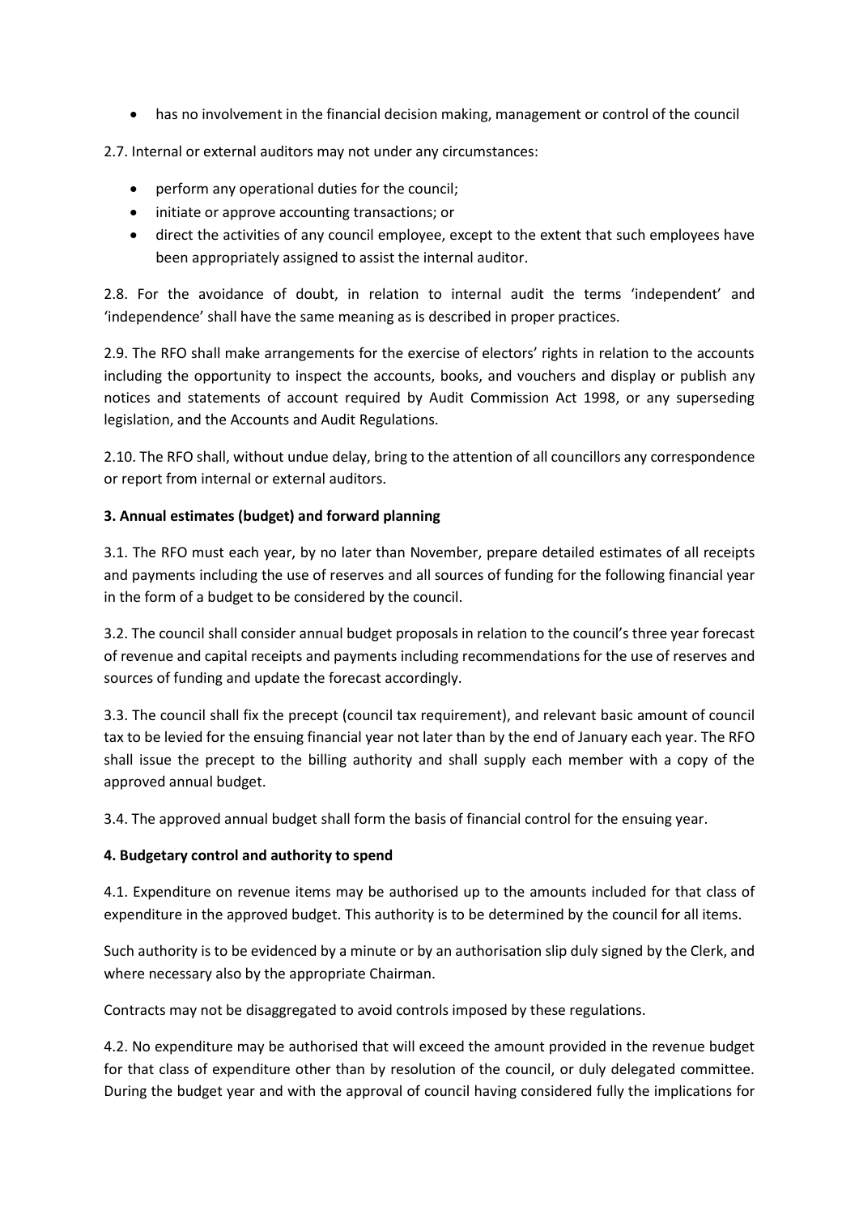- has no involvement in the financial decision making, management or control of the council

2.7. Internal or external auditors may not under any circumstances:

- perform any operational duties for the council;
- initiate or approve accounting transactions; or
- direct the activities of any council employee, except to the extent that such employees have been appropriately assigned to assist the internal auditor.

2.8. For the avoidance of doubt, in relation to internal audit the terms 'independent' and 'independence' shall have the same meaning as is described in proper practices.

2.9. The RFO shall make arrangements for the exercise of electors' rights in relation to the accounts including the opportunity to inspect the accounts, books, and vouchers and display or publish any notices and statements of account required by Audit Commission Act 1998, or any superseding legislation, and the Accounts and Audit Regulations.

2.10. The RFO shall, without undue delay, bring to the attention of all councillors any correspondence or report from internal or external auditors.

**3. Annual estimates (budget) and forward planning**

3.1. The RFO must each year, by no later than November, prepare detailed estimates of all receipts and payments including the use of reserves and all sources of funding for the following financial year in the form of a budget to be considered by the council.

3.2. The council shall consider annual budget proposals in relation to the council's three year forecast of revenue and capital receipts and payments including recommendations for the use of reserves and sources of funding and update the forecast accordingly.

3.3. The council shall fix the precept (council tax requirement), and relevant basic amount of council tax to be levied for the ensuing financial year not later than by the end of January each year. The RFO shall issue the precept to the billing authority and shall supply each member with a copy of the approved annual budget.

3.4. The approved annual budget shall form the basis of financial control for the ensuing year.

**4. Budgetary control and authority to spend**

4.1. Expenditure on revenue items may be authorised up to the amounts included for that class of expenditure in the approved budget. This authority is to be determined by the council for all items.

Such authority is to be evidenced by a minute or by an authorisation slip duly signed by the Clerk, and where necessary also by the appropriate Chairman.

Contracts may not be disaggregated to avoid controls imposed by these regulations.

4.2. No expenditure may be authorised that will exceed the amount provided in the revenue budget for that class of expenditure other than by resolution of the council, or duly delegated committee. During the budget year and with the approval of council having considered fully the implications for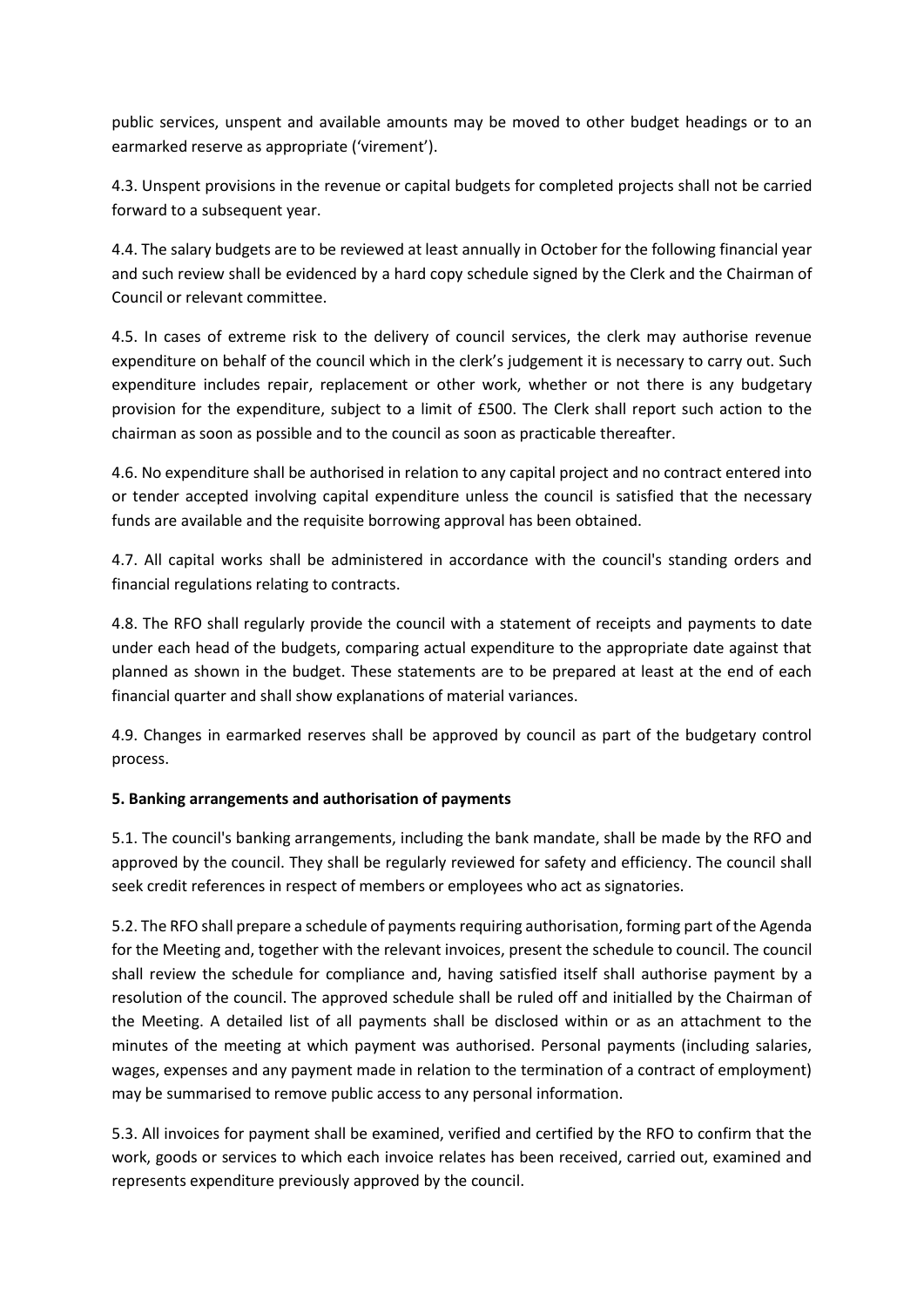public services, unspent and available amounts may be moved to other budget headings or to an earmarked reserve as appropriate ('virement').

4.3. Unspent provisions in the revenue or capital budgets for completed projects shall not be carried forward to a subsequent year.

4.4. The salary budgets are to be reviewed at least annually in October for the following financial year and such review shall be evidenced by a hard copy schedule signed by the Clerk and the Chairman of Council or relevant committee.

4.5. In cases of extreme risk to the delivery of council services, the clerk may authorise revenue expenditure on behalf of the council which in the clerk's judgement it is necessary to carry out. Such expenditure includes repair, replacement or other work, whether or not there is any budgetary provision for the expenditure, subject to a limit of £500. The Clerk shall report such action to the chairman as soon as possible and to the council as soon as practicable thereafter.

4.6. No expenditure shall be authorised in relation to any capital project and no contract entered into or tender accepted involving capital expenditure unless the council is satisfied that the necessary funds are available and the requisite borrowing approval has been obtained.

4.7. All capital works shall be administered in accordance with the council's standing orders and financial regulations relating to contracts.

4.8. The RFO shall regularly provide the council with a statement of receipts and payments to date under each head of the budgets, comparing actual expenditure to the appropriate date against that planned as shown in the budget. These statements are to be prepared at least at the end of each financial quarter and shall show explanations of material variances.

4.9. Changes in earmarked reserves shall be approved by council as part of the budgetary control process.

**5. Banking arrangements and authorisation of payments**

5.1. The council's banking arrangements, including the bank mandate, shall be made by the RFO and approved by the council. They shall be regularly reviewed for safety and efficiency. The council shall seek credit references in respect of members or employees who act as signatories.

5.2. The RFO shall prepare a schedule of payments requiring authorisation, forming part of the Agenda for the Meeting and, together with the relevant invoices, present the schedule to council. The council shall review the schedule for compliance and, having satisfied itself shall authorise payment by a resolution of the council. The approved schedule shall be ruled off and initialled by the Chairman of the Meeting. A detailed list of all payments shall be disclosed within or as an attachment to the minutes of the meeting at which payment was authorised. Personal payments (including salaries, wages, expenses and any payment made in relation to the termination of a contract of employment) may be summarised to remove public access to any personal information.

5.3. All invoices for payment shall be examined, verified and certified by the RFO to confirm that the work, goods or services to which each invoice relates has been received, carried out, examined and represents expenditure previously approved by the council.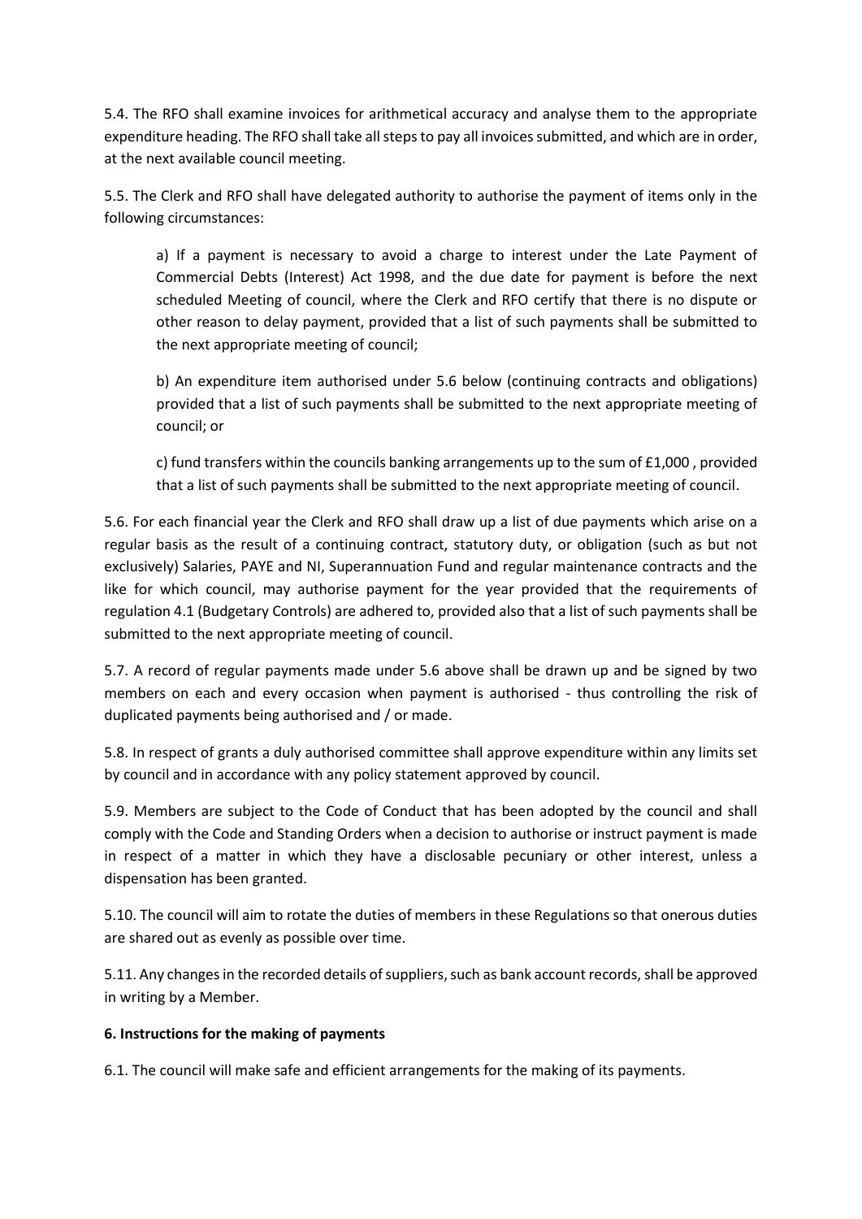5.4. The RFO shall examine invoices for arithmetical accuracy and analyse them to the appropriate expenditure heading. The RFO shall take all steps to pay all invoices submitted, and which are in order, at the next available council meeting.

5.5. The Clerk and RFO shall have delegated authority to authorise the payment of items only in the following circumstances:

a) If a payment is necessary to avoid a charge to interest under the Late Payment of Commercial Debts (Interest) Act 1998, and the due date for payment is before the next scheduled Meeting of council, where the Clerk and RFO certify that there is no dispute or other reason to delay payment, provided that a list of such payments shall be submitted to the next appropriate meeting of council;

b) An expenditure item authorised under 5.6 below (continuing contracts and obligations) provided that a list of such payments shall be submitted to the next appropriate meeting of council; or

c) fund transfers within the councils banking arrangements up to the sum of £1,000 , provided that a list of such payments shall be submitted to the next appropriate meeting of council.

5.6. For each financial year the Clerk and RFO shall draw up a list of due payments which arise on a regular basis as the result of a continuing contract, statutory duty, or obligation (such as but not exclusively) Salaries, PAYE and NI, Superannuation Fund and regular maintenance contracts and the like for which council, may authorise payment for the year provided that the requirements of regulation 4.1 (Budgetary Controls) are adhered to, provided also that a list of such payments shall be submitted to the next appropriate meeting of council.

5.7. A record of regular payments made under 5.6 above shall be drawn up and be signed by two members on each and every occasion when payment is authorised - thus controlling the risk of duplicated payments being authorised and / or made.

5.8. In respect of grants a duly authorised committee shall approve expenditure within any limits set by council and in accordance with any policy statement approved by council.

5.9. Members are subject to the Code of Conduct that has been adopted by the council and shall comply with the Code and Standing Orders when a decision to authorise or instruct payment is made in respect of a matter in which they have a disclosable pecuniary or other interest, unless a dispensation has been granted.

5.10. The council will aim to rotate the duties of members in these Regulations so that onerous duties are shared out as evenly as possible over time.

5.11. Any changes in the recorded details of suppliers, such as bank account records, shall be approved in writing by a Member.

**6. Instructions for the making of payments**

6.1. The council will make safe and efficient arrangements for the making of its payments.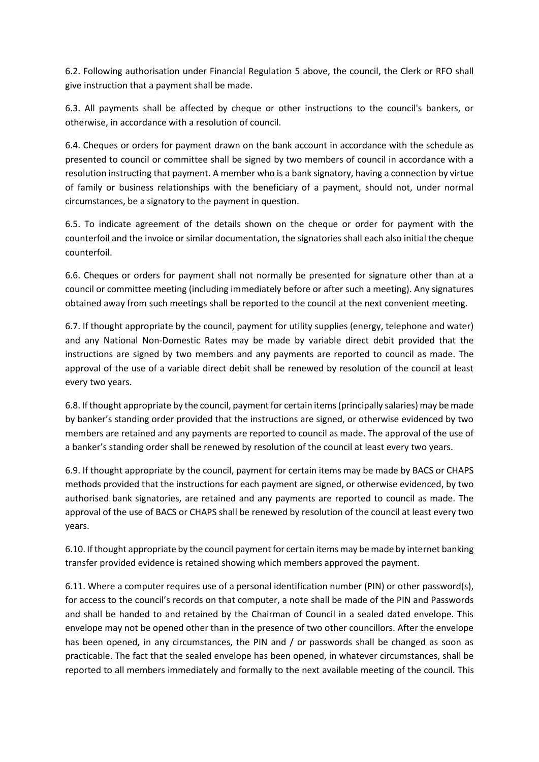6.2. Following authorisation under Financial Regulation 5 above, the council, the Clerk or RFO shall give instruction that a payment shall be made.

6.3. All payments shall be affected by cheque or other instructions to the council's bankers, or otherwise, in accordance with a resolution of council.

6.4. Cheques or orders for payment drawn on the bank account in accordance with the schedule as presented to council or committee shall be signed by two members of council in accordance with a resolution instructing that payment. A member who is a bank signatory, having a connection by virtue of family or business relationships with the beneficiary of a payment, should not, under normal circumstances, be a signatory to the payment in question.

6.5. To indicate agreement of the details shown on the cheque or order for payment with the counterfoil and the invoice or similar documentation, the signatories shall each also initial the cheque counterfoil.

6.6. Cheques or orders for payment shall not normally be presented for signature other than at a council or committee meeting (including immediately before or after such a meeting). Any signatures obtained away from such meetings shall be reported to the council at the next convenient meeting.

6.7. If thought appropriate by the council, payment for utility supplies (energy, telephone and water) and any National Non-Domestic Rates may be made by variable direct debit provided that the instructions are signed by two members and any payments are reported to council as made. The approval of the use of a variable direct debit shall be renewed by resolution of the council at least every two years.

6.8. If thought appropriate by the council, payment for certain items (principally salaries) may be made by banker's standing order provided that the instructions are signed, or otherwise evidenced by two members are retained and any payments are reported to council as made. The approval of the use of a banker's standing order shall be renewed by resolution of the council at least every two years.

6.9. If thought appropriate by the council, payment for certain items may be made by BACS or CHAPS methods provided that the instructions for each payment are signed, or otherwise evidenced, by two authorised bank signatories, are retained and any payments are reported to council as made. The approval of the use of BACS or CHAPS shall be renewed by resolution of the council at least every two years.

6.10. If thought appropriate by the council payment for certain items may be made by internet banking transfer provided evidence is retained showing which members approved the payment.

6.11. Where a computer requires use of a personal identification number (PIN) or other password(s), for access to the council's records on that computer, a note shall be made of the PIN and Passwords and shall be handed to and retained by the Chairman of Council in a sealed dated envelope. This envelope may not be opened other than in the presence of two other councillors. After the envelope has been opened, in any circumstances, the PIN and / or passwords shall be changed as soon as practicable. The fact that the sealed envelope has been opened, in whatever circumstances, shall be reported to all members immediately and formally to the next available meeting of the council. This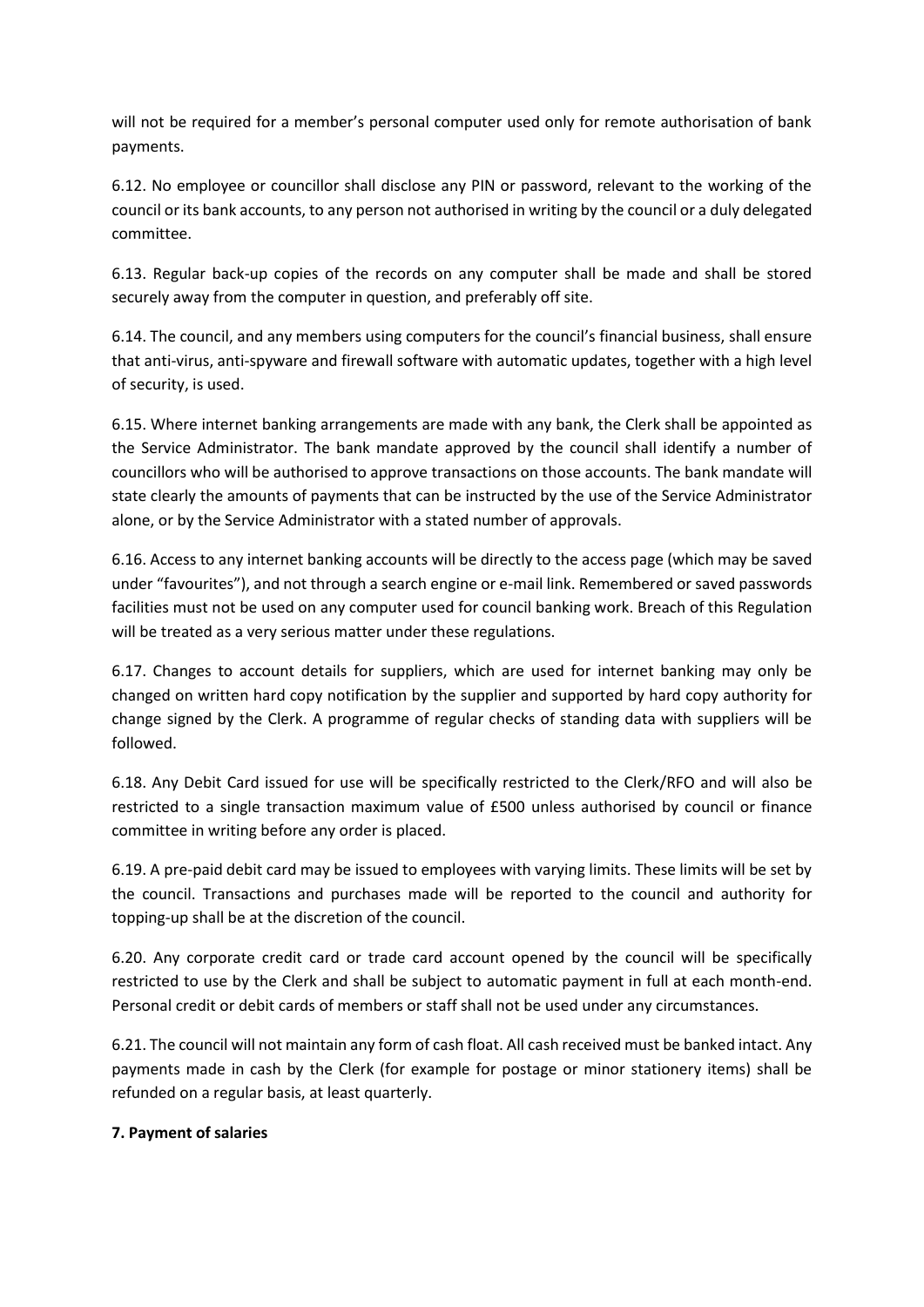will not be required for a member's personal computer used only for remote authorisation of bank payments.

6.12. No employee or councillor shall disclose any PIN or password, relevant to the working of the council or its bank accounts, to any person not authorised in writing by the council or a duly delegated committee.

6.13. Regular back-up copies of the records on any computer shall be made and shall be stored securely away from the computer in question, and preferably off site.

6.14. The council, and any members using computers for the council's financial business, shall ensure that anti-virus, anti-spyware and firewall software with automatic updates, together with a high level of security, is used.

6.15. Where internet banking arrangements are made with any bank, the Clerk shall be appointed as the Service Administrator. The bank mandate approved by the council shall identify a number of councillors who will be authorised to approve transactions on those accounts. The bank mandate will state clearly the amounts of payments that can be instructed by the use of the Service Administrator alone, or by the Service Administrator with a stated number of approvals.

6.16. Access to any internet banking accounts will be directly to the access page (which may be saved under "favourites"), and not through a search engine or e-mail link. Remembered or saved passwords facilities must not be used on any computer used for council banking work. Breach of this Regulation will be treated as a very serious matter under these regulations.

6.17. Changes to account details for suppliers, which are used for internet banking may only be changed on written hard copy notification by the supplier and supported by hard copy authority for change signed by the Clerk. A programme of regular checks of standing data with suppliers will be followed.

6.18. Any Debit Card issued for use will be specifically restricted to the Clerk/RFO and will also be restricted to a single transaction maximum value of £500 unless authorised by council or finance committee in writing before any order is placed.

6.19. A pre-paid debit card may be issued to employees with varying limits. These limits will be set by the council. Transactions and purchases made will be reported to the council and authority for topping-up shall be at the discretion of the council.

6.20. Any corporate credit card or trade card account opened by the council will be specifically restricted to use by the Clerk and shall be subject to automatic payment in full at each month-end. Personal credit or debit cards of members or staff shall not be used under any circumstances.

6.21. The council will not maintain any form of cash float. All cash received must be banked intact. Any payments made in cash by the Clerk (for example for postage or minor stationery items) shall be refunded on a regular basis, at least quarterly.

**7. Payment of salaries**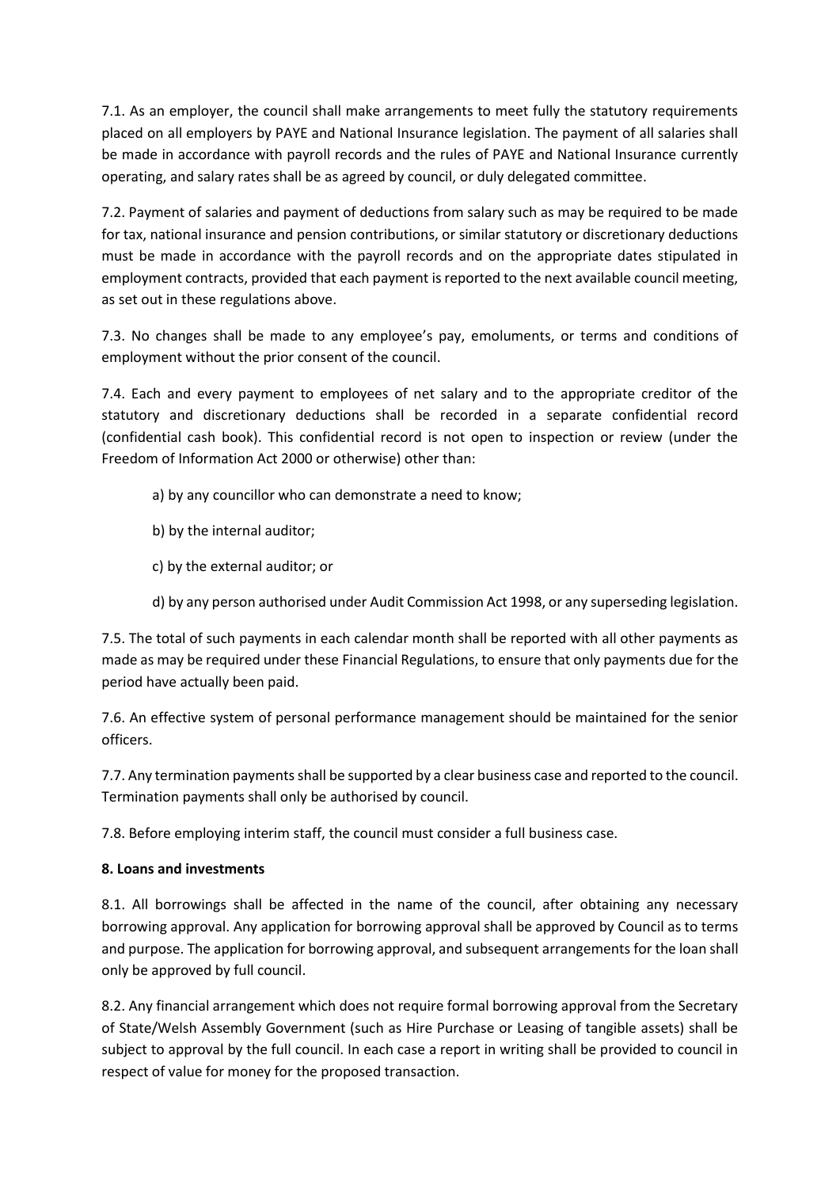7.1. As an employer, the council shall make arrangements to meet fully the statutory requirements placed on all employers by PAYE and National Insurance legislation. The payment of all salaries shall be made in accordance with payroll records and the rules of PAYE and National Insurance currently operating, and salary rates shall be as agreed by council, or duly delegated committee.

7.2. Payment of salaries and payment of deductions from salary such as may be required to be made for tax, national insurance and pension contributions, or similar statutory or discretionary deductions must be made in accordance with the payroll records and on the appropriate dates stipulated in employment contracts, provided that each payment is reported to the next available council meeting, as set out in these regulations above.

7.3. No changes shall be made to any employee's pay, emoluments, or terms and conditions of employment without the prior consent of the council.

7.4. Each and every payment to employees of net salary and to the appropriate creditor of the statutory and discretionary deductions shall be recorded in a separate confidential record (confidential cash book). This confidential record is not open to inspection or review (under the Freedom of Information Act 2000 or otherwise) other than:

a) by any councillor who can demonstrate a need to know;

b) by the internal auditor;

c) by the external auditor; or

d) by any person authorised under Audit Commission Act 1998, or any superseding legislation.

7.5. The total of such payments in each calendar month shall be reported with all other payments as made as may be required under these Financial Regulations, to ensure that only payments due for the period have actually been paid.

7.6. An effective system of personal performance management should be maintained for the senior officers.

7.7. Any termination payments shall be supported by a clear business case and reported to the council. Termination payments shall only be authorised by council.

7.8. Before employing interim staff, the council must consider a full business case.

**8. Loans and investments**

8.1. All borrowings shall be affected in the name of the council, after obtaining any necessary borrowing approval. Any application for borrowing approval shall be approved by Council as to terms and purpose. The application for borrowing approval, and subsequent arrangements for the loan shall only be approved by full council.

8.2. Any financial arrangement which does not require formal borrowing approval from the Secretary of State/Welsh Assembly Government (such as Hire Purchase or Leasing of tangible assets) shall be subject to approval by the full council. In each case a report in writing shall be provided to council in respect of value for money for the proposed transaction.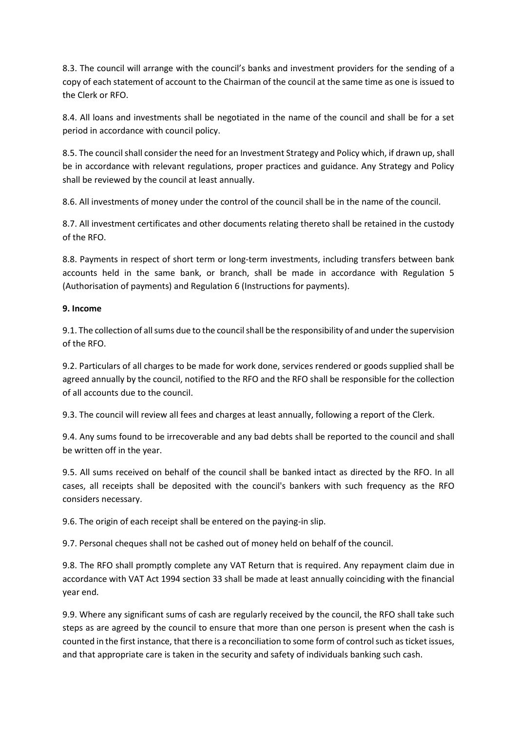8.3. The council will arrange with the council's banks and investment providers for the sending of a copy of each statement of account to the Chairman of the council at the same time as one is issued to the Clerk or RFO.

8.4. All loans and investments shall be negotiated in the name of the council and shall be for a set period in accordance with council policy.

8.5. The council shall consider the need for an Investment Strategy and Policy which, if drawn up, shall be in accordance with relevant regulations, proper practices and guidance. Any Strategy and Policy shall be reviewed by the council at least annually.

8.6. All investments of money under the control of the council shall be in the name of the council.

8.7. All investment certificates and other documents relating thereto shall be retained in the custody of the RFO.

8.8. Payments in respect of short term or long-term investments, including transfers between bank accounts held in the same bank, or branch, shall be made in accordance with Regulation 5 (Authorisation of payments) and Regulation 6 (Instructions for payments).

**9. Income**

9.1. The collection of all sums due to the council shall be the responsibility of and under the supervision of the RFO.

9.2. Particulars of all charges to be made for work done, services rendered or goods supplied shall be agreed annually by the council, notified to the RFO and the RFO shall be responsible for the collection of all accounts due to the council.

9.3. The council will review all fees and charges at least annually, following a report of the Clerk.

9.4. Any sums found to be irrecoverable and any bad debts shall be reported to the council and shall be written off in the year.

9.5. All sums received on behalf of the council shall be banked intact as directed by the RFO. In all cases, all receipts shall be deposited with the council's bankers with such frequency as the RFO considers necessary.

9.6. The origin of each receipt shall be entered on the paying-in slip.

9.7. Personal cheques shall not be cashed out of money held on behalf of the council.

9.8. The RFO shall promptly complete any VAT Return that is required. Any repayment claim due in accordance with VAT Act 1994 section 33 shall be made at least annually coinciding with the financial year end.

9.9. Where any significant sums of cash are regularly received by the council, the RFO shall take such steps as are agreed by the council to ensure that more than one person is present when the cash is counted in the first instance, that there is a reconciliation to some form of control such as ticket issues, and that appropriate care is taken in the security and safety of individuals banking such cash.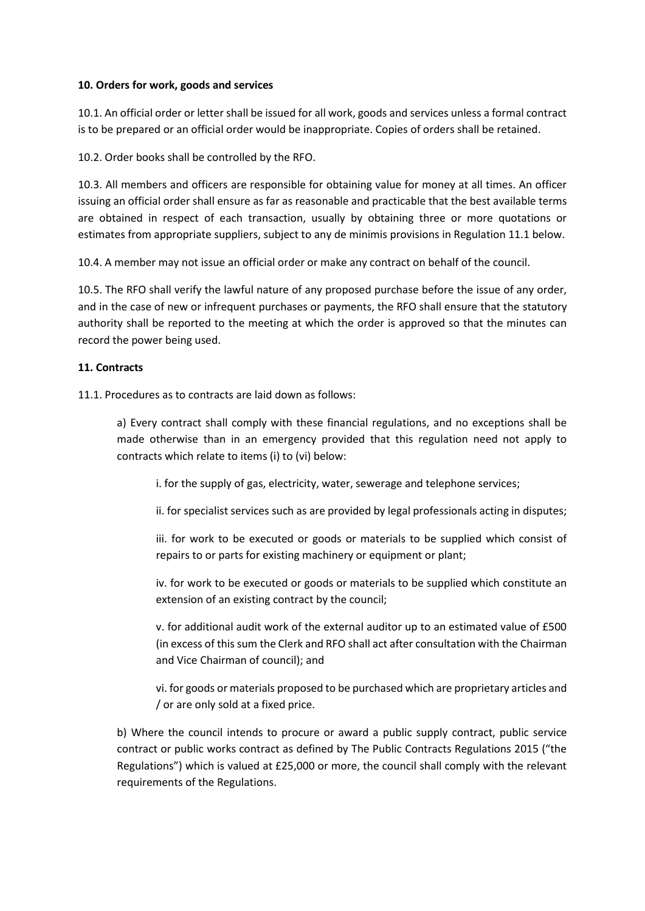**10. Orders for work, goods and services**

10.1. An official order or letter shall be issued for all work, goods and services unless a formal contract is to be prepared or an official order would be inappropriate. Copies of orders shall be retained.

10.2. Order books shall be controlled by the RFO.

10.3. All members and officers are responsible for obtaining value for money at all times. An officer issuing an official order shall ensure as far as reasonable and practicable that the best available terms are obtained in respect of each transaction, usually by obtaining three or more quotations or estimates from appropriate suppliers, subject to any de minimis provisions in Regulation 11.1 below.

10.4. A member may not issue an official order or make any contract on behalf of the council.

10.5. The RFO shall verify the lawful nature of any proposed purchase before the issue of any order, and in the case of new or infrequent purchases or payments, the RFO shall ensure that the statutory authority shall be reported to the meeting at which the order is approved so that the minutes can record the power being used.

**11. Contracts**

11.1. Procedures as to contracts are laid down as follows:

a) Every contract shall comply with these financial regulations, and no exceptions shall be made otherwise than in an emergency provided that this regulation need not apply to contracts which relate to items (i) to (vi) below:

i. for the supply of gas, electricity, water, sewerage and telephone services;

ii. for specialist services such as are provided by legal professionals acting in disputes;

iii. for work to be executed or goods or materials to be supplied which consist of repairs to or parts for existing machinery or equipment or plant;

iv. for work to be executed or goods or materials to be supplied which constitute an extension of an existing contract by the council;

v. for additional audit work of the external auditor up to an estimated value of £500 (in excess of this sum the Clerk and RFO shall act after consultation with the Chairman and Vice Chairman of council); and

vi. for goods or materials proposed to be purchased which are proprietary articles and / or are only sold at a fixed price.

b) Where the council intends to procure or award a public supply contract, public service contract or public works contract as defined by The Public Contracts Regulations 2015 ("the Regulations") which is valued at £25,000 or more, the council shall comply with the relevant requirements of the Regulations.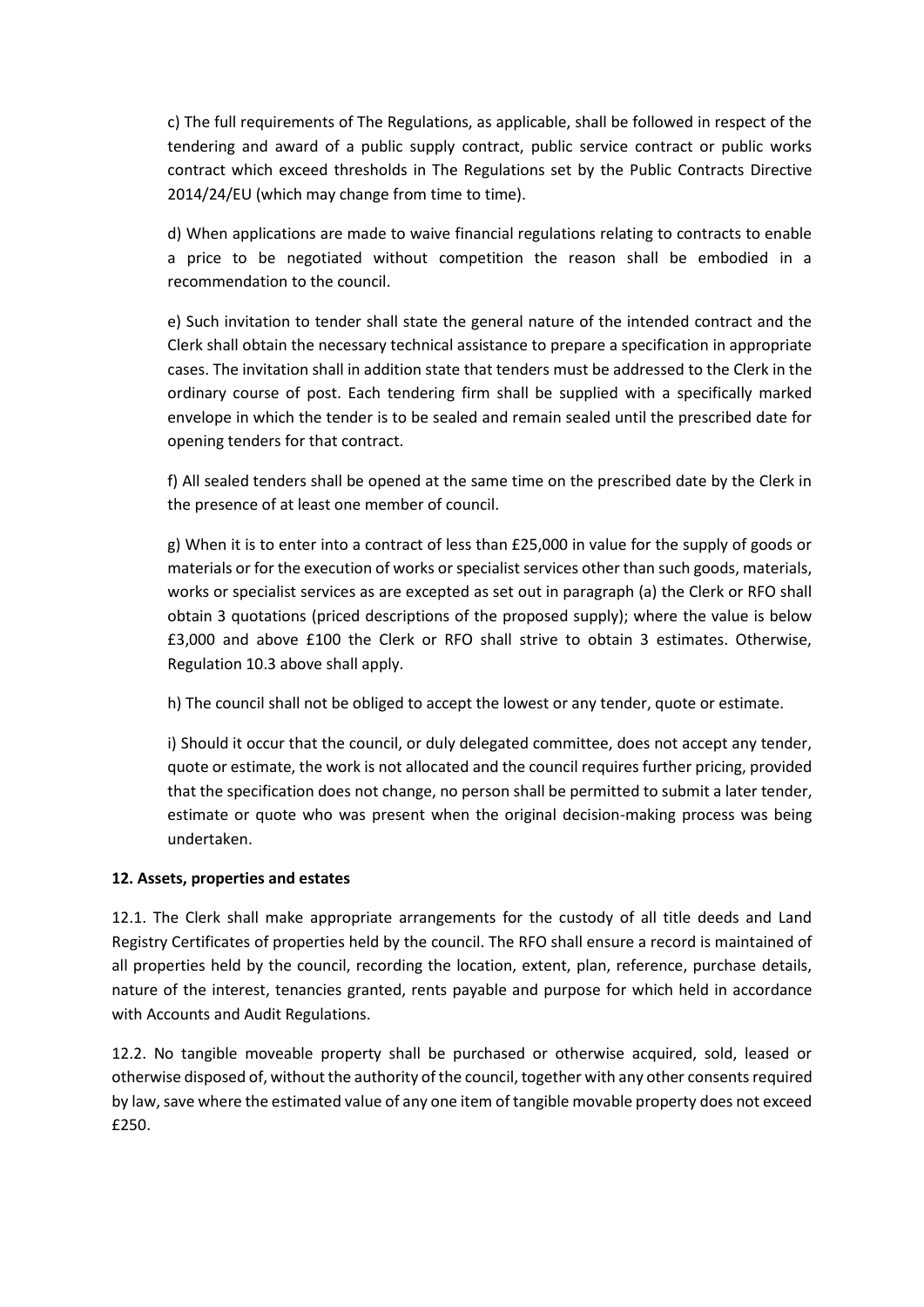c) The full requirements of The Regulations, as applicable, shall be followed in respect of the tendering and award of a public supply contract, public service contract or public works contract which exceed thresholds in The Regulations set by the Public Contracts Directive 2014/24/EU (which may change from time to time).

d) When applications are made to waive financial regulations relating to contracts to enable a price to be negotiated without competition the reason shall be embodied in a recommendation to the council.

e) Such invitation to tender shall state the general nature of the intended contract and the Clerk shall obtain the necessary technical assistance to prepare a specification in appropriate cases. The invitation shall in addition state that tenders must be addressed to the Clerk in the ordinary course of post. Each tendering firm shall be supplied with a specifically marked envelope in which the tender is to be sealed and remain sealed until the prescribed date for opening tenders for that contract.

f) All sealed tenders shall be opened at the same time on the prescribed date by the Clerk in the presence of at least one member of council.

g) When it is to enter into a contract of less than £25,000 in value for the supply of goods or materials or for the execution of works or specialist services other than such goods, materials, works or specialist services as are excepted as set out in paragraph (a) the Clerk or RFO shall obtain 3 quotations (priced descriptions of the proposed supply); where the value is below £3,000 and above £100 the Clerk or RFO shall strive to obtain 3 estimates. Otherwise, Regulation 10.3 above shall apply.

h) The council shall not be obliged to accept the lowest or any tender, quote or estimate.

i) Should it occur that the council, or duly delegated committee, does not accept any tender, quote or estimate, the work is not allocated and the council requires further pricing, provided that the specification does not change, no person shall be permitted to submit a later tender, estimate or quote who was present when the original decision-making process was being undertaken.

**12. Assets, properties and estates**

12.1. The Clerk shall make appropriate arrangements for the custody of all title deeds and Land Registry Certificates of properties held by the council. The RFO shall ensure a record is maintained of all properties held by the council, recording the location, extent, plan, reference, purchase details, nature of the interest, tenancies granted, rents payable and purpose for which held in accordance with Accounts and Audit Regulations.

12.2. No tangible moveable property shall be purchased or otherwise acquired, sold, leased or otherwise disposed of, without the authority of the council, together with any other consents required by law, save where the estimated value of any one item of tangible movable property does not exceed £250.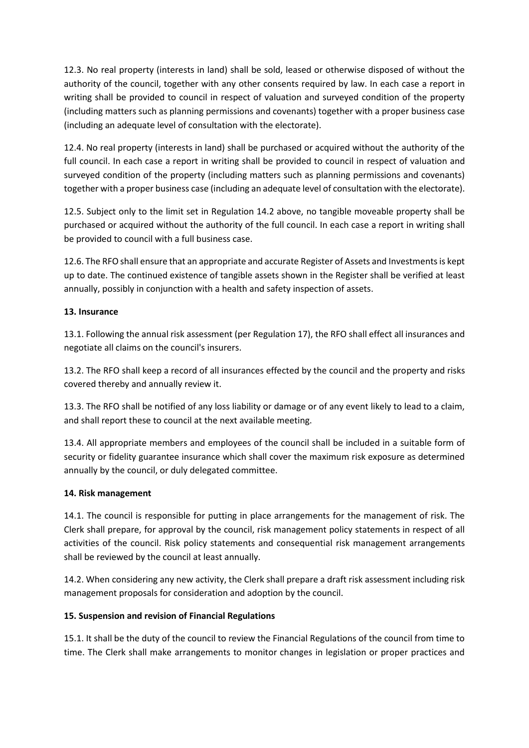12.3. No real property (interests in land) shall be sold, leased or otherwise disposed of without the authority of the council, together with any other consents required by law. In each case a report in writing shall be provided to council in respect of valuation and surveyed condition of the property (including matters such as planning permissions and covenants) together with a proper business case (including an adequate level of consultation with the electorate).

12.4. No real property (interests in land) shall be purchased or acquired without the authority of the full council. In each case a report in writing shall be provided to council in respect of valuation and surveyed condition of the property (including matters such as planning permissions and covenants) together with a proper business case (including an adequate level of consultation with the electorate).

12.5. Subject only to the limit set in Regulation 14.2 above, no tangible moveable property shall be purchased or acquired without the authority of the full council. In each case a report in writing shall be provided to council with a full business case.

12.6. The RFO shall ensure that an appropriate and accurate Register of Assets and Investments is kept up to date. The continued existence of tangible assets shown in the Register shall be verified at least annually, possibly in conjunction with a health and safety inspection of assets.

**13. Insurance**

13.1. Following the annual risk assessment (per Regulation 17), the RFO shall effect all insurances and negotiate all claims on the council's insurers.

13.2. The RFO shall keep a record of all insurances effected by the council and the property and risks covered thereby and annually review it.

13.3. The RFO shall be notified of any loss liability or damage or of any event likely to lead to a claim, and shall report these to council at the next available meeting.

13.4. All appropriate members and employees of the council shall be included in a suitable form of security or fidelity guarantee insurance which shall cover the maximum risk exposure as determined annually by the council, or duly delegated committee.

**14. Risk management**

14.1. The council is responsible for putting in place arrangements for the management of risk. The Clerk shall prepare, for approval by the council, risk management policy statements in respect of all activities of the council. Risk policy statements and consequential risk management arrangements shall be reviewed by the council at least annually.

14.2. When considering any new activity, the Clerk shall prepare a draft risk assessment including risk management proposals for consideration and adoption by the council.

**15. Suspension and revision of Financial Regulations**

15.1. It shall be the duty of the council to review the Financial Regulations of the council from time to time. The Clerk shall make arrangements to monitor changes in legislation or proper practices and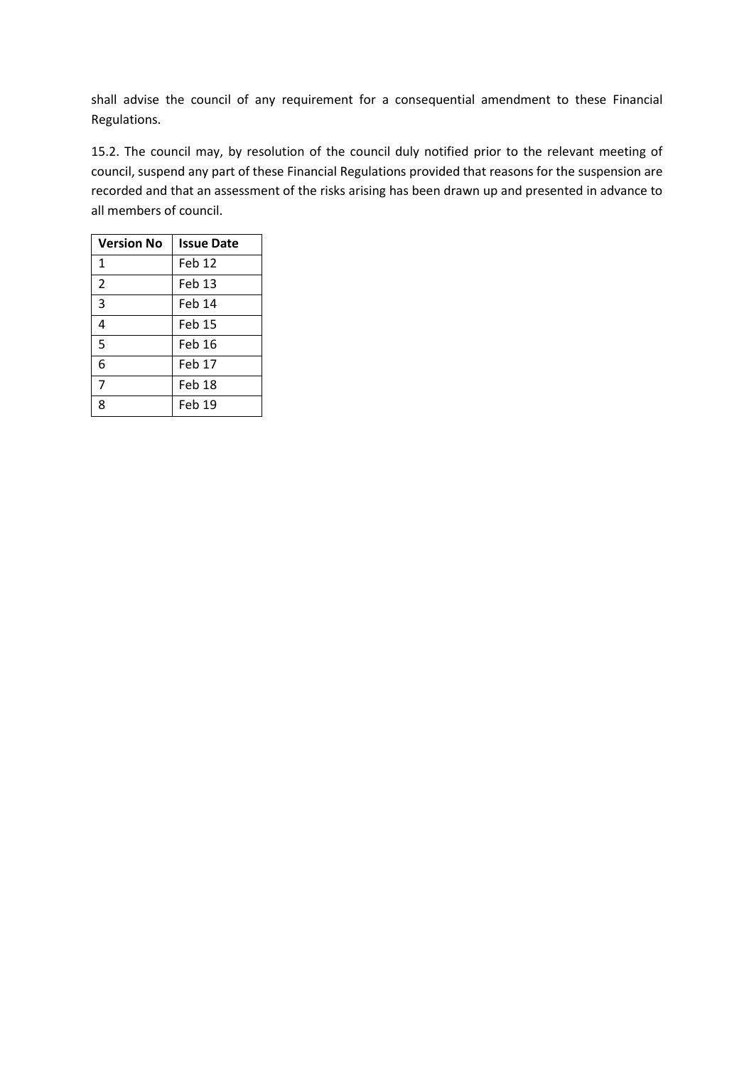shall advise the council of any requirement for a consequential amendment to these Financial Regulations.

15.2. The council may, by resolution of the council duly notified prior to the relevant meeting of council, suspend any part of these Financial Regulations provided that reasons for the suspension are recorded and that an assessment of the risks arising has been drawn up and presented in advance to all members of council.

| **Version No** | **Issue Date** |
|---|---|
| 1 | Feb 12 |
| 2 | Feb 13 |
| 3 | Feb 14 |
| 4 | Feb 15 |
| 5 | Feb 16 |
| 6 | Feb 17 |
| 7 | Feb 18 |
| 8 | Feb 19 |